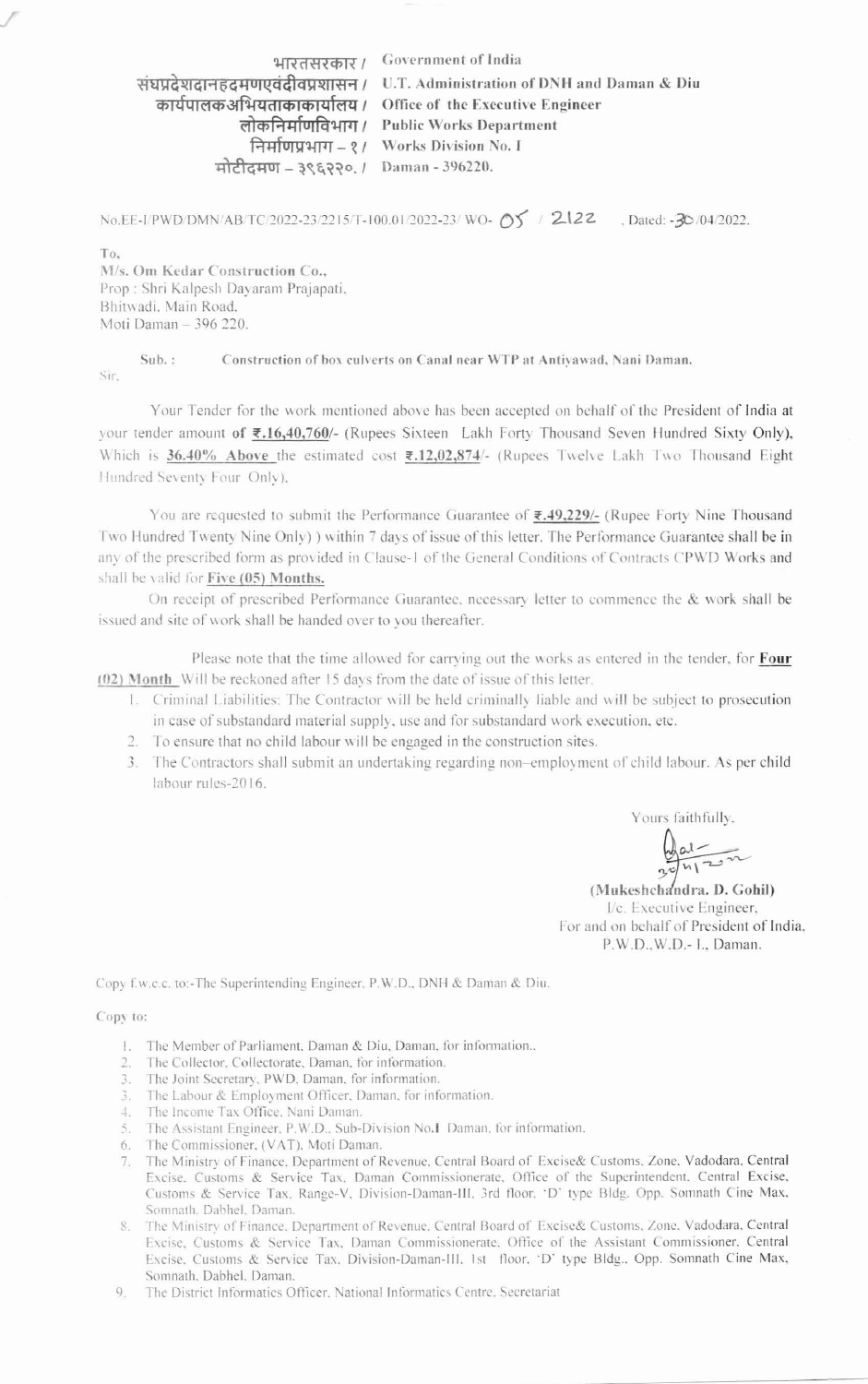भारतसरकार / Government of India
संघप्रदेशदानहदमणएवंदीवप्रशासन / U.T. Administration of DNH and Daman & Diu
कार्यपालकअभियताकाकार्यालय / Office of the Executive Engineer
लोकनिर्माणविभाग / Public Works Department
निर्माणप्रभाग – १ / Works Division No. I
मोटीदमण – ३९६२२०. / Daman - 396220.

No.EE-I/PWD/DMN/AB/TC/2022-23/2215/T-100.01/2022-23/ WO- 05 / 2122 , Dated: -30/04/2022.

To,
M/s. Om Kedar Construction Co.,
Prop : Shri Kalpesh Dayaram Prajapati,
Bhitwadi, Main Road,
Moti Daman – 396 220.

Sub. : **Construction of box culverts on Canal near WTP at Antiyawad, Nani Daman.**

Sir,

Your Tender for the work mentioned above has been accepted on behalf of the President of India at your tender amount **of ₹.16,40,760/-** (Rupees Sixteen Lakh Forty Thousand Seven Hundred Sixty Only), Which is **36.40% Above** the estimated cost **₹.12,02,874/-** (Rupees Twelve Lakh Two Thousand Eight Hundred Seventy Four Only).

You are requested to submit the Performance Guarantee of **₹.49,229/-** (Rupee Forty Nine Thousand Two Hundred Twenty Nine Only) ) within 7 days of issue of this letter. The Performance Guarantee shall be in any of the prescribed form as provided in Clause-1 of the General Conditions of Contracts CPWD Works and shall be valid for **Five (05) Months.**

On receipt of prescribed Performance Guarantee, necessary letter to commence the & work shall be issued and site of work shall be handed over to you thereafter.

Please note that the time allowed for carrying out the works as entered in the tender, for **Four (02) Month** Will be reckoned after 15 days from the date of issue of this letter.

1. Criminal Liabilities: The Contractor will be held criminally liable and will be subject to prosecution in case of substandard material supply, use and for substandard work execution, etc.
2. To ensure that no child labour will be engaged in the construction sites.
3. The Contractors shall submit an undertaking regarding non–employment of child labour. As per child labour rules-2016.

Yours faithfully,

30/4/22

**(Mukeshchandra. D. Gohil)**
I/c. Executive Engineer,
For and on behalf of President of India,
P.W.D.,W.D.- I., Daman.

Copy f.w.c.c. to:-The Superintending Engineer, P.W.D., DNH & Daman & Diu.

Copy to:

1. The Member of Parliament, Daman & Diu, Daman, for information..
2. The Collector, Collectorate, Daman, for information.
3. The Joint Secretary, PWD, Daman, for information.
3. The Labour & Employment Officer, Daman, for information.
4. The Income Tax Office, Nani Daman.
5. The Assistant Engineer, P.W.D., Sub-Division No.I Daman, for information.
6. The Commissioner, (VAT), Moti Daman.
7. The Ministry of Finance, Department of Revenue, Central Board of Excise& Customs, Zone, Vadodara, Central Excise, Customs & Service Tax, Daman Commissionerate, Office of the Superintendent, Central Excise, Customs & Service Tax, Range-V, Division-Daman-III, 3rd floor, 'D' type Bldg, Opp. Somnath Cine Max, Somnath, Dabhel, Daman.
8. The Ministry of Finance, Department of Revenue, Central Board of Excise& Customs, Zone, Vadodara, Central Excise, Customs & Service Tax, Daman Commissionerate, Office of the Assistant Commissioner, Central Excise, Customs & Service Tax, Division-Daman-III, 1st floor, 'D' type Bldg., Opp. Somnath Cine Max, Somnath, Dabhel, Daman.
9. The District Informatics Officer, National Informatics Centre, Secretariat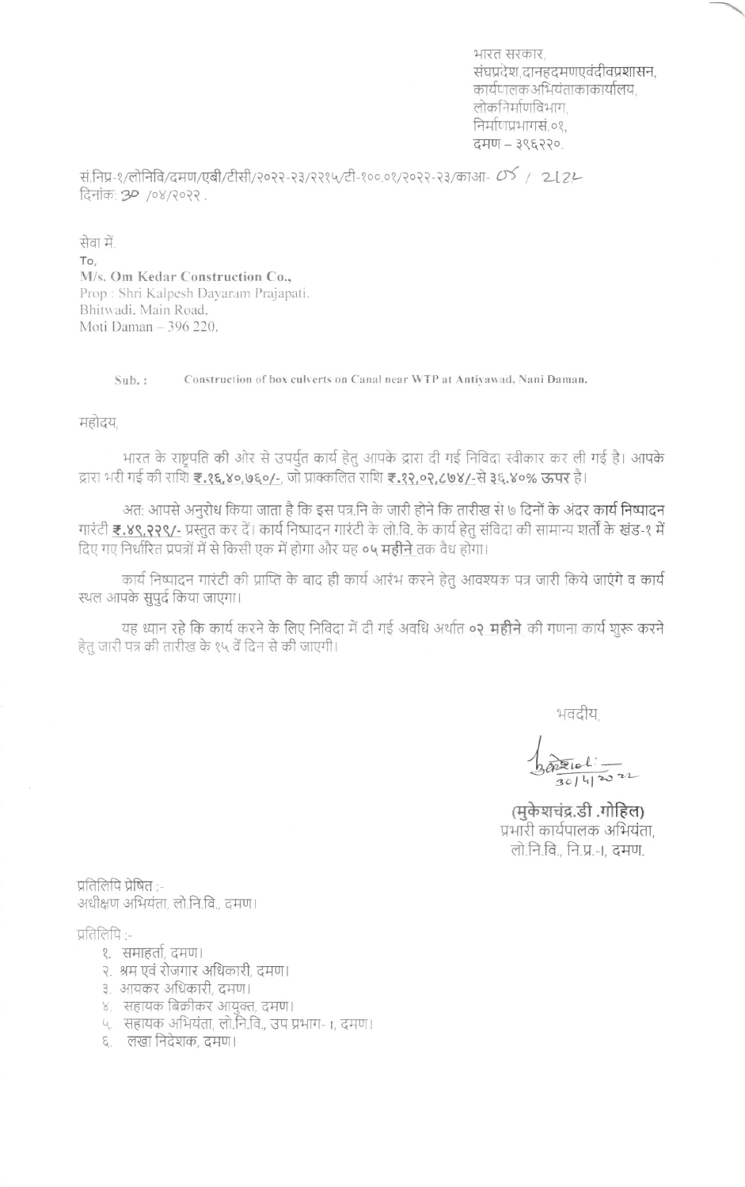भारत सरकार,
संघप्रदेश,दानहदमणएवंदीवप्रशासन,
कार्यपालकअभियंताकाकार्यालय,
लोकनिर्माणविभाग,
निर्माणप्रभागसं.०१,
दमण – ३९६२२०.

सं.निप्र-१/लोनिवि/दमण/एबी/टीसी/२०२२-२३/२२१५/टी-१००.०१/२०२२-२३/काआ- 05 / 2128
दिनांक: 30 /०४/२०२२.

सेवा में,
To,
**M/s. Om Kedar Construction Co.,**
Prop : Shri Kalpesh Dayaram Prajapati,
Bhitwadi, Main Road,
Moti Daman – 396 220.

**Sub. :** Construction of box culverts on Canal near WTP at Antiyawad, Nani Daman.

महोदय,

भारत के राष्ट्रपति की ओर से उपर्युत कार्य हेतु आपके द्वारा दी गई निविदा स्वीकार कर ली गई है। आपके द्वारा भरी गई की राशि **₹.१६,४०,७६०/-**, जो प्राक्कलित राशि **₹.१२,०२,८७४/-** से **३६.४०% ऊपर** है।

अत: आपसे अनुरोध किया जाता है कि इस पत्र.नि के जारी होने कि तारीख से ७ दिनों के अंदर कार्य निष्पादन गारंटी **₹.४९,२२९/-** प्रस्तुत कर दें। कार्य निष्पादन गारंटी के लो.वि. के कार्य हेतु संविदा की सामान्य शर्तो के खंड-१ में दिए गए निर्धारित प्रपत्रों में से किसी एक में होगा और यह **०५ महीने** तक वैध होगा।

कार्य निष्पादन गारंटी की प्राप्ति के बाद ही कार्य आरंभ करने हेतु आवश्यक पत्र जारी किये जाएंगे व कार्य स्थल आपके सुपुर्द किया जाएगा।

यह ध्यान रहे कि कार्य करने के लिए निविदा में दी गई अवधि अर्थात **०२ महीने** की गणना कार्य शुरू करने हेतु जारी पत्र की तारीख के १५ वें दिन से की जाएगी।

भवदीय,

30/4/2022

**(मुकेशचंद्र.डी .गोहिल)**
प्रभारी कार्यपालक अभियंता,
लो.नि.वि., नि.प्र.-I, दमण.

प्रतिलिपि प्रेषित :-
अधीक्षण अभियंता, लो.नि.वि., दमण।

प्रतिलिपि :-

१. समाहर्ता, दमण।
२. श्रम एवं रोजगार अधिकारी, दमण।
३. आयकर अधिकारी, दमण।
४. सहायक बिक्रीकर आयुक्त, दमण।
५. सहायक अभियंता, लो.नि.वि., उप प्रभाग- I, दमण।
६. लखा निदेशक, दमण।